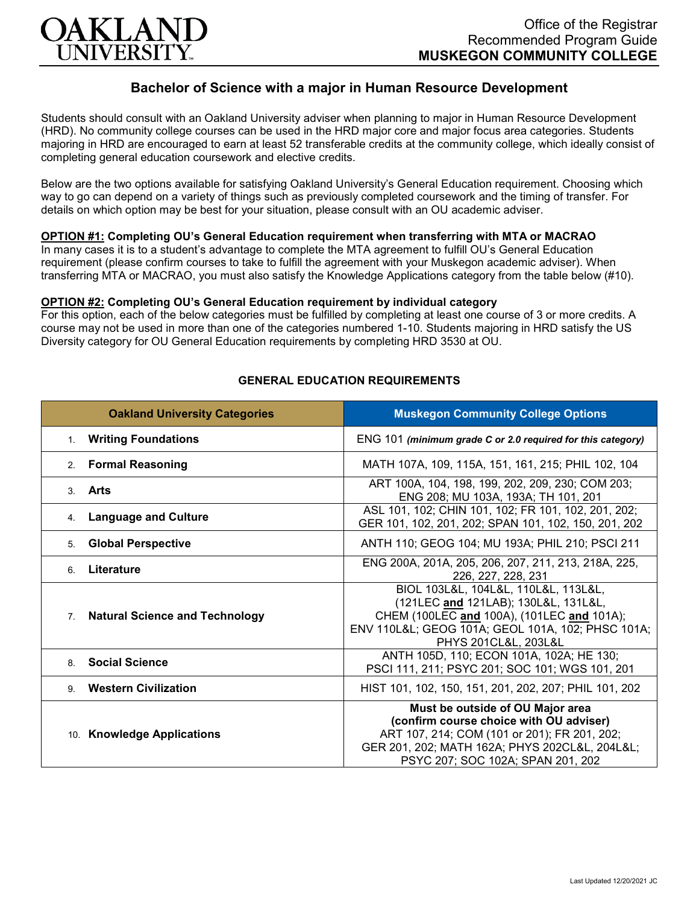Office of the Registrar
Recommended Program Guide
**MUSKEGON COMMUNITY COLLEGE**

## Bachelor of Science with a major in Human Resource Development

Students should consult with an Oakland University adviser when planning to major in Human Resource Development (HRD). No community college courses can be used in the HRD major core and major focus area categories. Students majoring in HRD are encouraged to earn at least 52 transferable credits at the community college, which ideally consist of completing general education coursework and elective credits.

Below are the two options available for satisfying Oakland University's General Education requirement. Choosing which way to go can depend on a variety of things such as previously completed coursework and the timing of transfer. For details on which option may be best for your situation, please consult with an OU academic adviser.

**OPTION #1: Completing OU's General Education requirement when transferring with MTA or MACRAO**
In many cases it is to a student's advantage to complete the MTA agreement to fulfill OU's General Education requirement (please confirm courses to take to fulfill the agreement with your Muskegon academic adviser). When transferring MTA or MACRAO, you must also satisfy the Knowledge Applications category from the table below (#10).

**OPTION #2: Completing OU's General Education requirement by individual category**
For this option, each of the below categories must be fulfilled by completing at least one course of 3 or more credits. A course may not be used in more than one of the categories numbered 1-10. Students majoring in HRD satisfy the US Diversity category for OU General Education requirements by completing HRD 3530 at OU.

### GENERAL EDUCATION REQUIREMENTS

| Oakland University Categories | Muskegon Community College Options |
|---|---|
| 1. **Writing Foundations** | ENG 101 ***(minimum grade C or 2.0 required for this category)*** |
| 2. **Formal Reasoning** | MATH 107A, 109, 115A, 151, 161, 215; PHIL 102, 104 |
| 3. **Arts** | ART 100A, 104, 198, 199, 202, 209, 230; COM 203; ENG 208; MU 103A, 193A; TH 101, 201 |
| 4. **Language and Culture** | ASL 101, 102; CHIN 101, 102; FR 101, 102, 201, 202; GER 101, 102, 201, 202; SPAN 101, 102, 150, 201, 202 |
| 5. **Global Perspective** | ANTH 110; GEOG 104; MU 193A; PHIL 210; PSCI 211 |
| 6. **Literature** | ENG 200A, 201A, 205, 206, 207, 211, 213, 218A, 225, 226, 227, 228, 231 |
| 7. **Natural Science and Technology** | BIOL 103L&L, 104L&L, 110L&L, 113L&L, (121LEC **and** 121LAB); 130L&L, 131L&L, CHEM (100LEC **and** 100A), (101LEC **and** 101A); ENV 110L&L; GEOG 101A; GEOL 101A, 102; PHSC 101A; PHYS 201CL&L, 203L&L |
| 8. **Social Science** | ANTH 105D, 110; ECON 101A, 102A; HE 130; PSCI 111, 211; PSYC 201; SOC 101; WGS 101, 201 |
| 9. **Western Civilization** | HIST 101, 102, 150, 151, 201, 202, 207; PHIL 101, 202 |
| 10. **Knowledge Applications** | **Must be outside of OU Major area (confirm course choice with OU adviser)** ART 107, 214; COM (101 or 201); FR 201, 202; GER 201, 202; MATH 162A; PHYS 202CL&L, 204L&L; PSYC 207; SOC 102A; SPAN 201, 202 |

Last Updated 12/20/2021 JC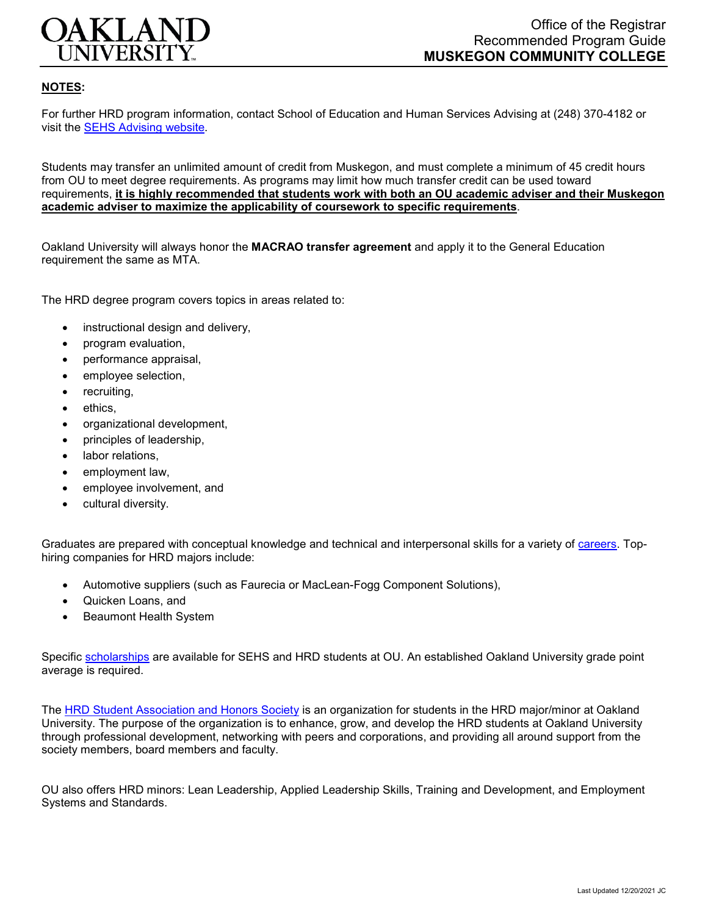**NOTES:**

For further HRD program information, contact School of Education and Human Services Advising at (248) 370-4182 or visit the SEHS Advising website.

Students may transfer an unlimited amount of credit from Muskegon, and must complete a minimum of 45 credit hours from OU to meet degree requirements. As programs may limit how much transfer credit can be used toward requirements, **it is highly recommended that students work with both an OU academic adviser and their Muskegon academic adviser to maximize the applicability of coursework to specific requirements**.

Oakland University will always honor the **MACRAO transfer agreement** and apply it to the General Education requirement the same as MTA.

The HRD degree program covers topics in areas related to:

- instructional design and delivery,
- program evaluation,
- performance appraisal,
- employee selection,
- recruiting,
- ethics,
- organizational development,
- principles of leadership,
- labor relations,
- employment law,
- employee involvement, and
- cultural diversity.

Graduates are prepared with conceptual knowledge and technical and interpersonal skills for a variety of careers. Top-hiring companies for HRD majors include:

- Automotive suppliers (such as Faurecia or MacLean-Fogg Component Solutions),
- Quicken Loans, and
- Beaumont Health System

Specific scholarships are available for SEHS and HRD students at OU. An established Oakland University grade point average is required.

The HRD Student Association and Honors Society is an organization for students in the HRD major/minor at Oakland University. The purpose of the organization is to enhance, grow, and develop the HRD students at Oakland University through professional development, networking with peers and corporations, and providing all around support from the society members, board members and faculty.

OU also offers HRD minors: Lean Leadership, Applied Leadership Skills, Training and Development, and Employment Systems and Standards.

Last Updated 12/20/2021 JC